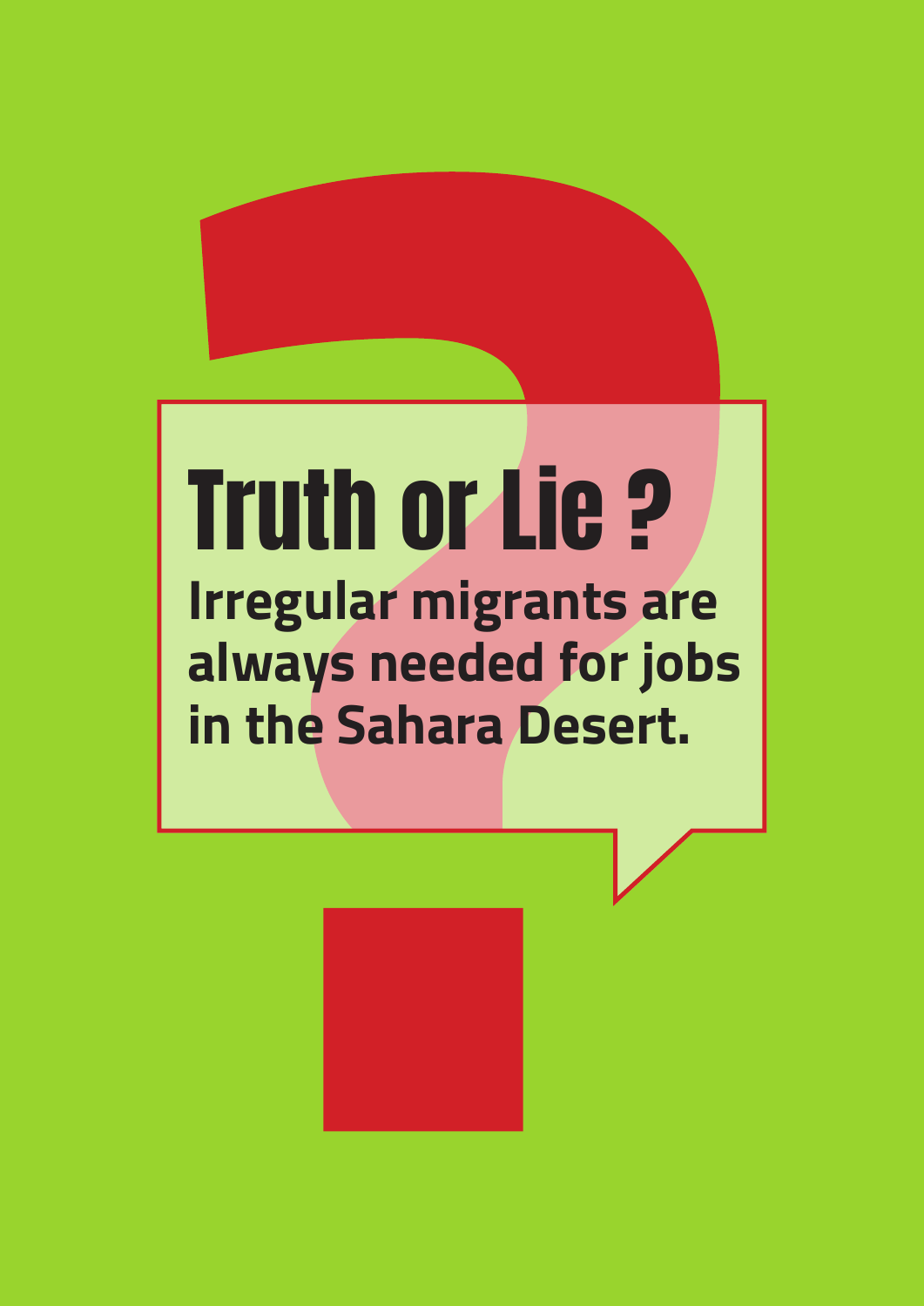# Truth or Lie ?

**Irregular migrants are always needed for jobs in the Sahara Desert.**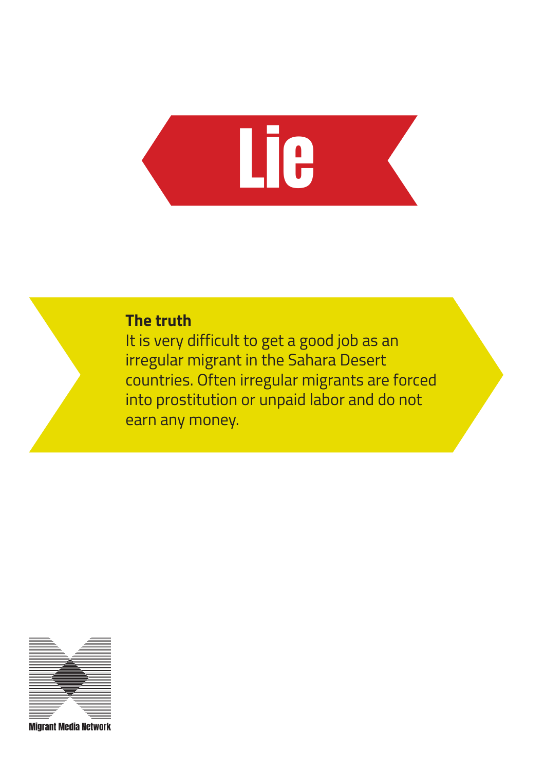# Lie

**The truth**

It is very difficult to get a good job as an irregular migrant in the Sahara Desert countries. Often irregular migrants are forced into prostitution or unpaid labor and do not earn any money.

Migrant Media Network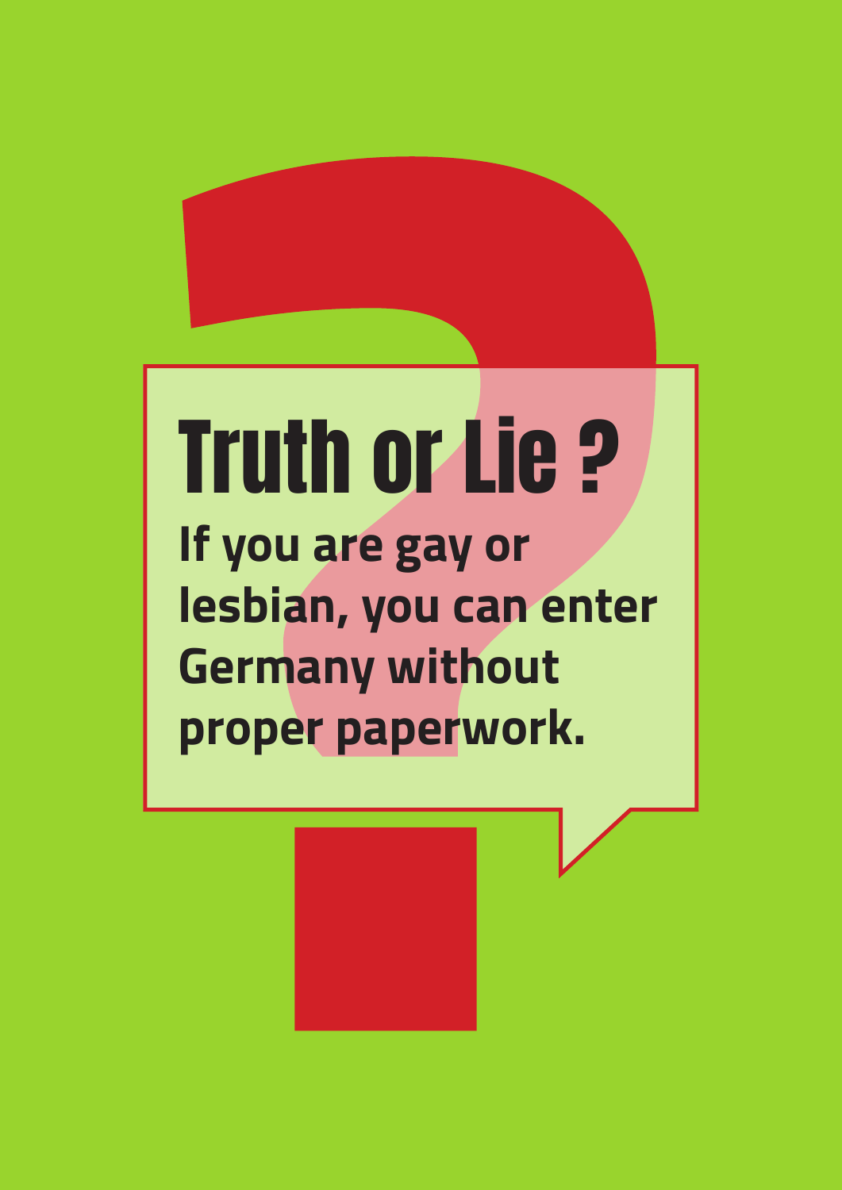# Truth or Lie ?

**If you are gay or lesbian, you can enter Germany without proper paperwork.**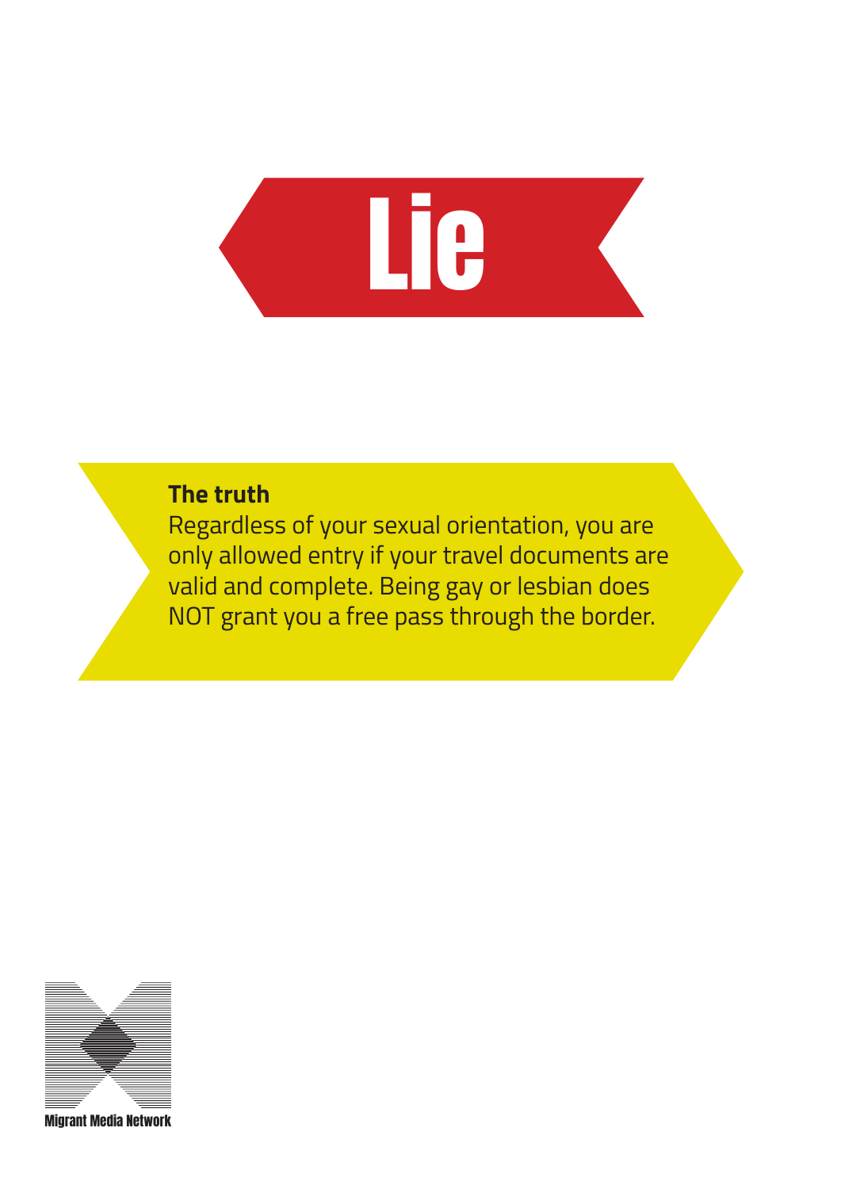# Lie

**The truth**

Regardless of your sexual orientation, you are only allowed entry if your travel documents are valid and complete. Being gay or lesbian does NOT grant you a free pass through the border.

Migrant Media Network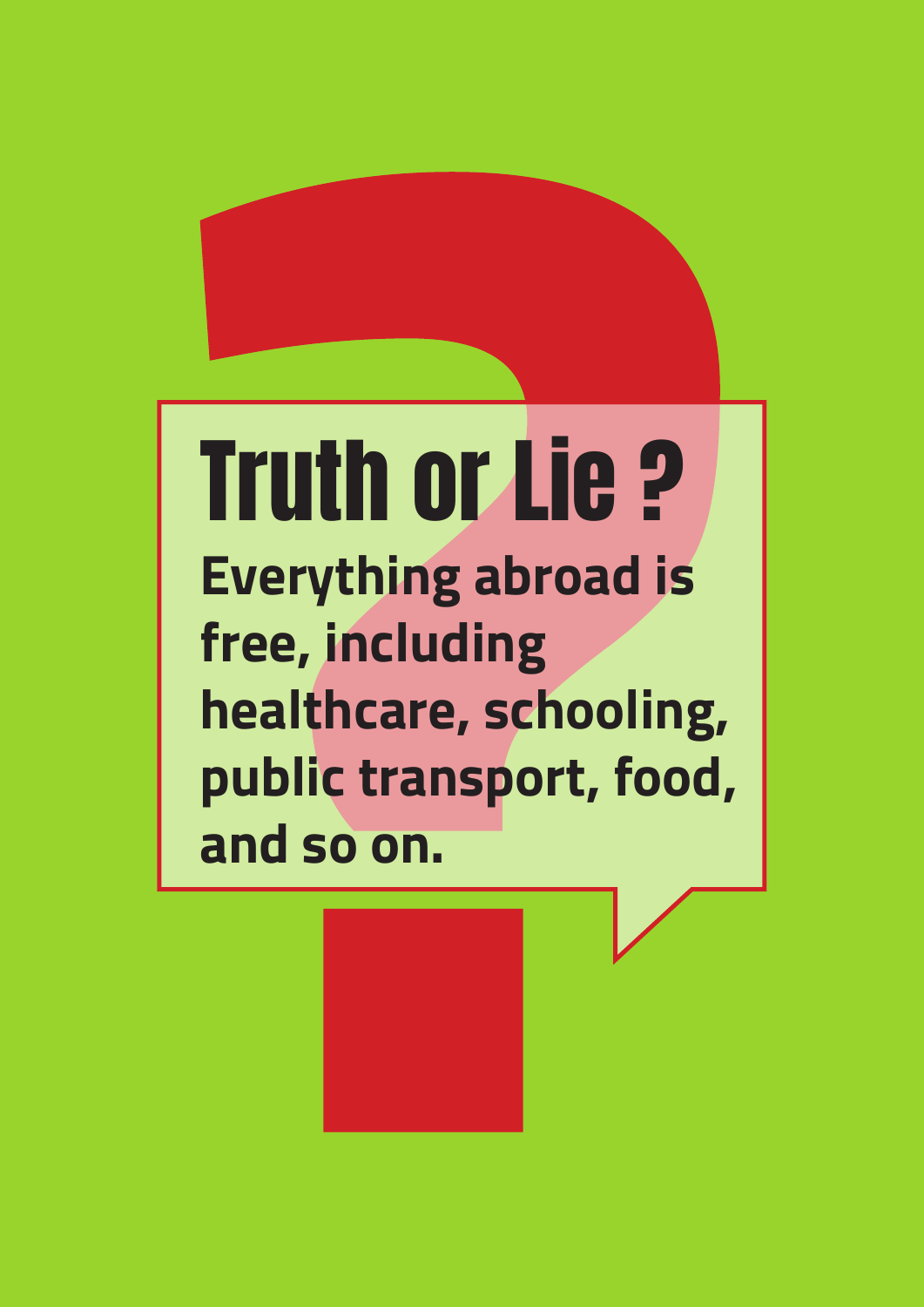# Truth or Lie ?

**Everything abroad is free, including healthcare, schooling, public transport, food, and so on.**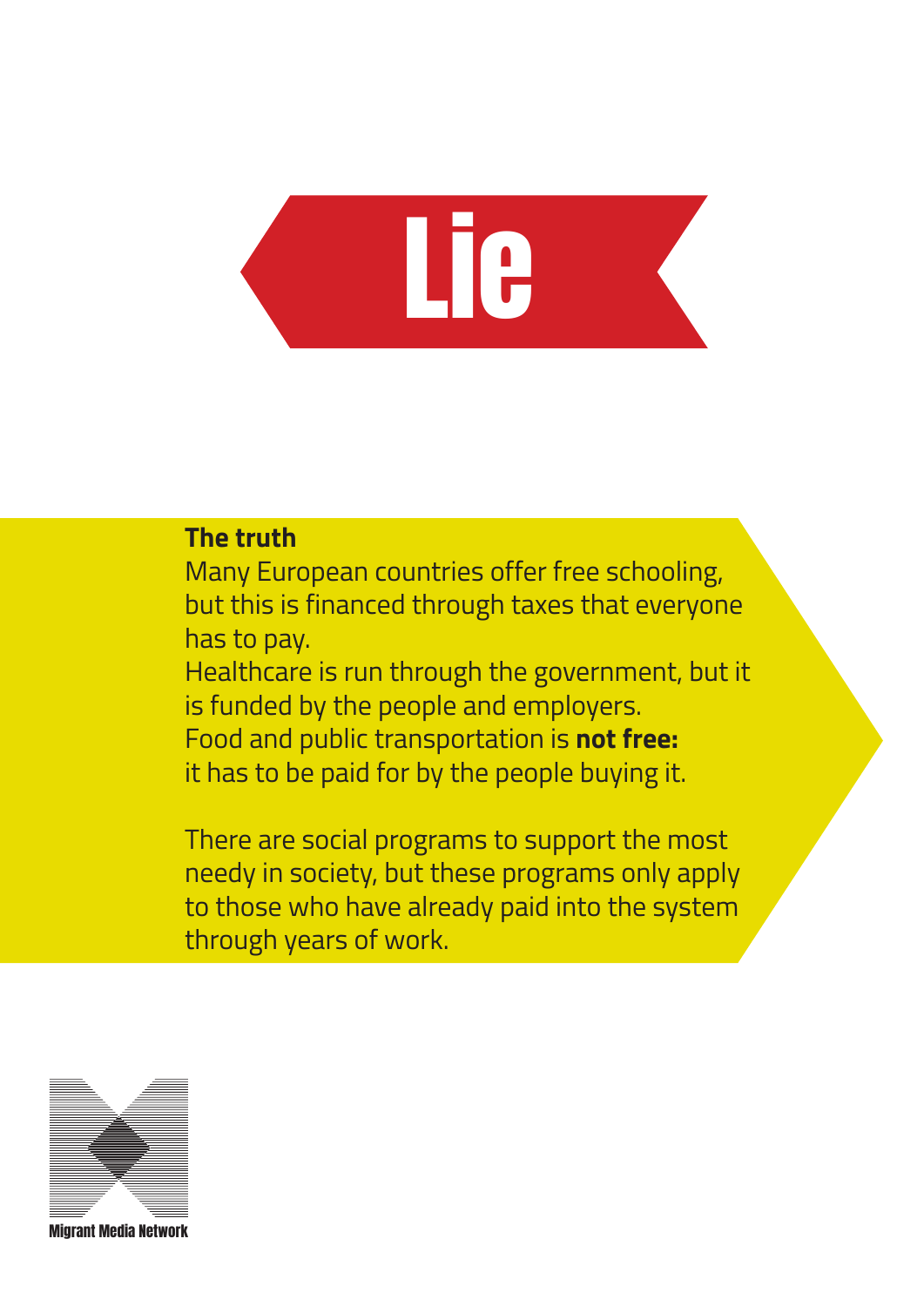# Lie

**The truth**

Many European countries offer free schooling, but this is financed through taxes that everyone has to pay.
Healthcare is run through the government, but it is funded by the people and employers.
Food and public transportation is **not free:** it has to be paid for by the people buying it.

There are social programs to support the most needy in society, but these programs only apply to those who have already paid into the system through years of work.

Migrant Media Network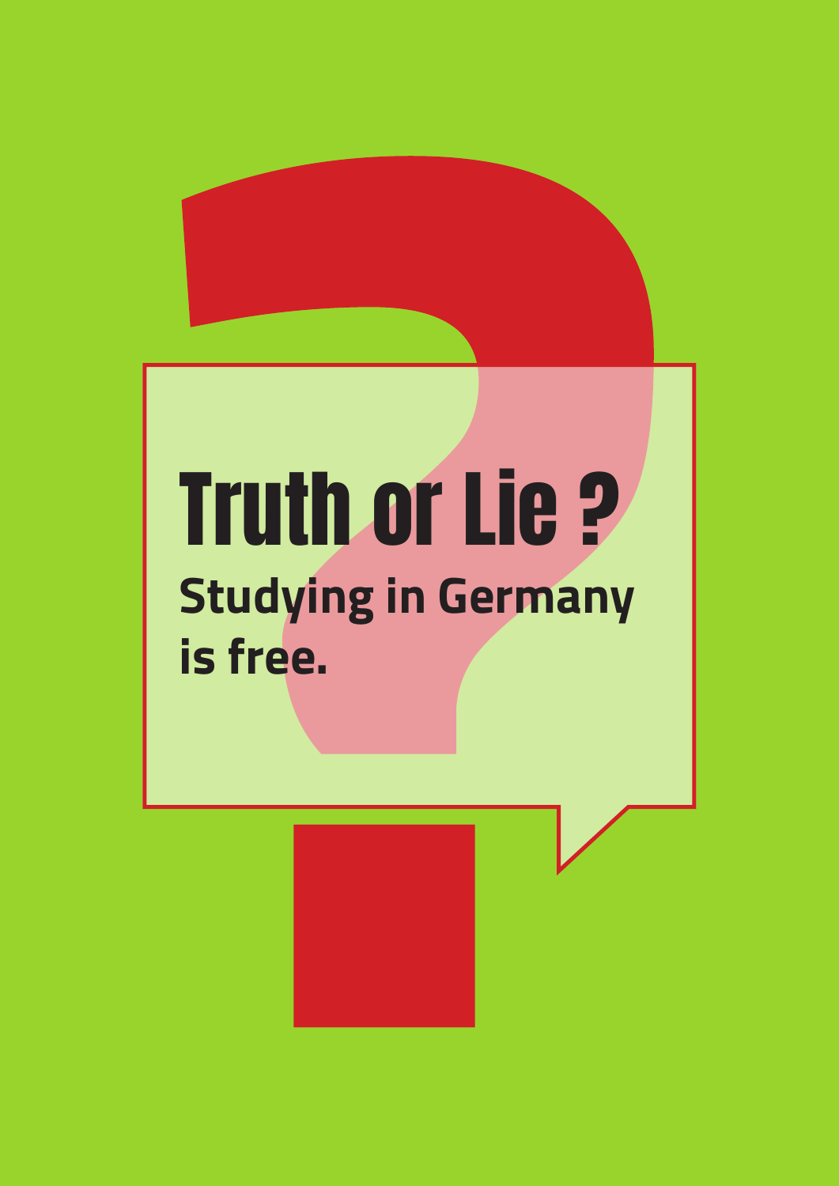# Truth or Lie ?

## Studying in Germany is free.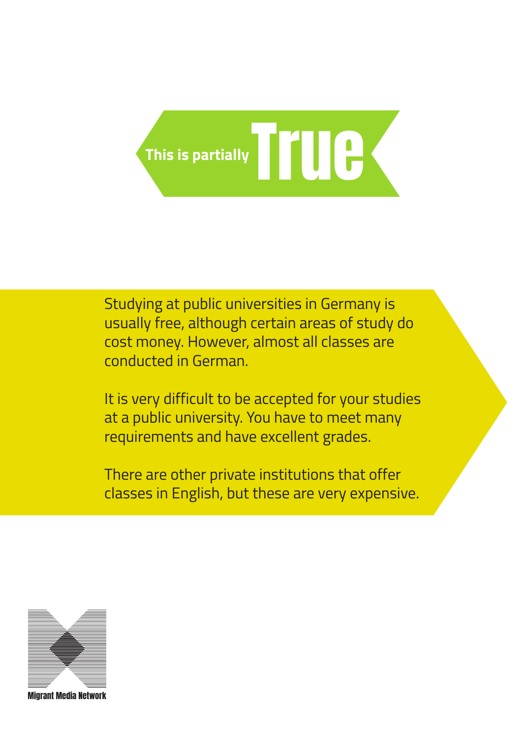# This is partially True

Studying at public universities in Germany is usually free, although certain areas of study do cost money. However, almost all classes are conducted in German.

It is very difficult to be accepted for your studies at a public university. You have to meet many requirements and have excellent grades.

There are other private institutions that offer classes in English, but these are very expensive.

Migrant Media Network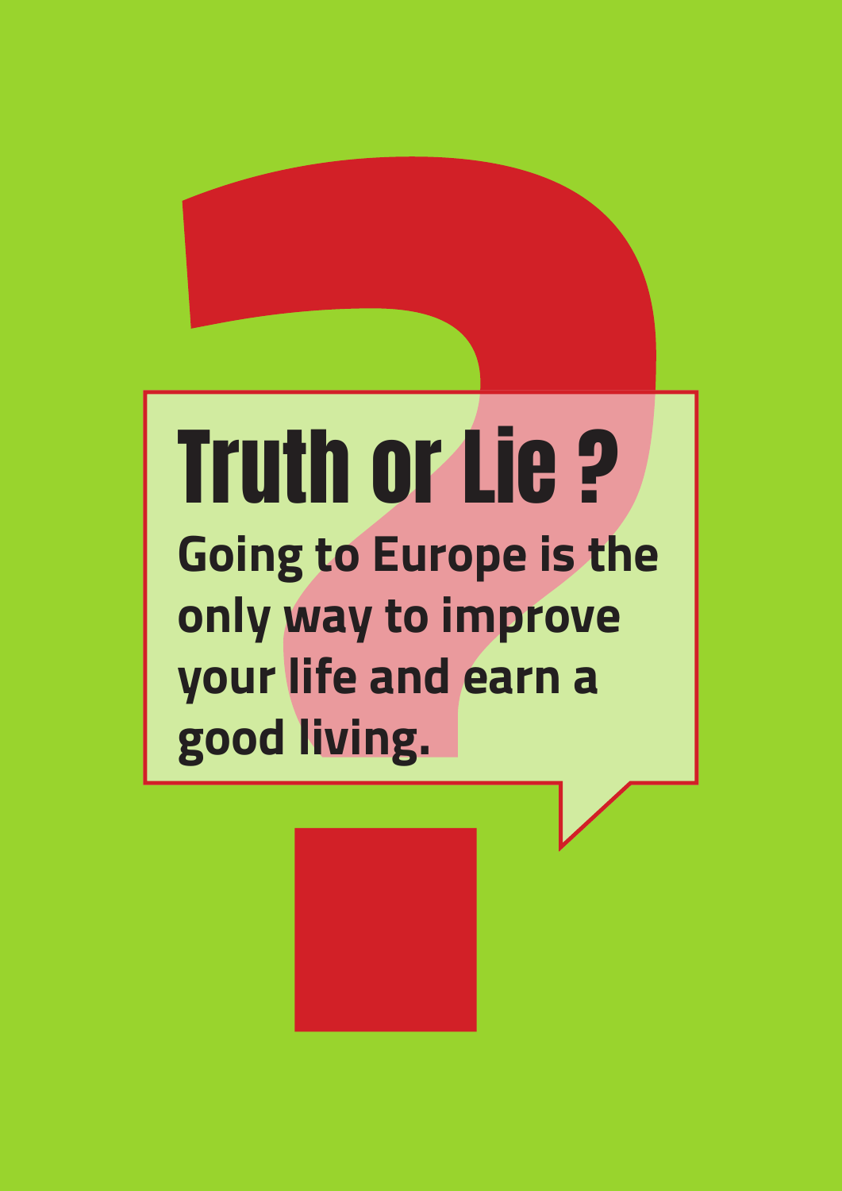# Truth or Lie ?

**Going to Europe is the only way to improve your life and earn a good living.**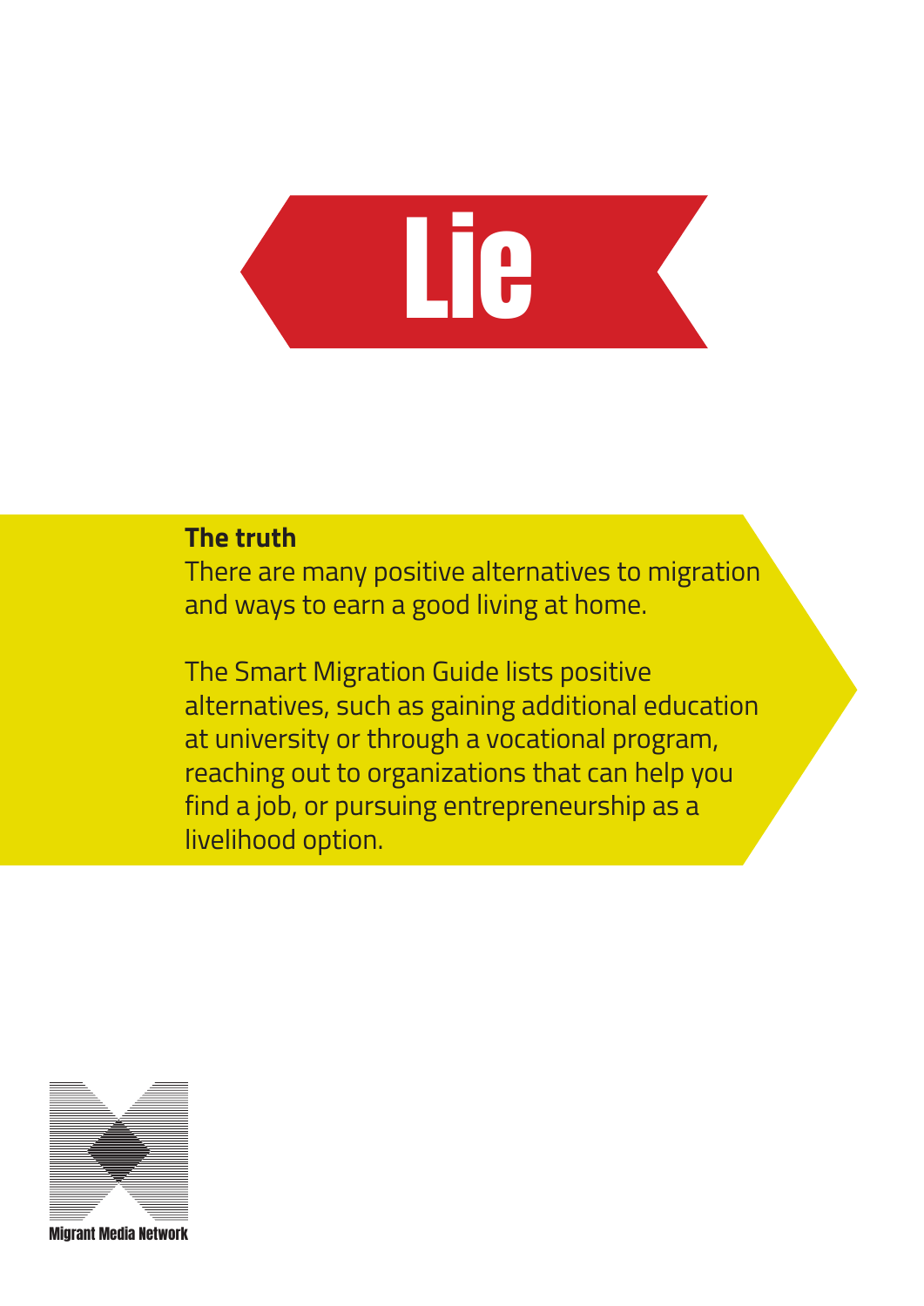# Lie

**The truth**

There are many positive alternatives to migration and ways to earn a good living at home.

The Smart Migration Guide lists positive alternatives, such as gaining additional education at university or through a vocational program, reaching out to organizations that can help you find a job, or pursuing entrepreneurship as a livelihood option.

Migrant Media Network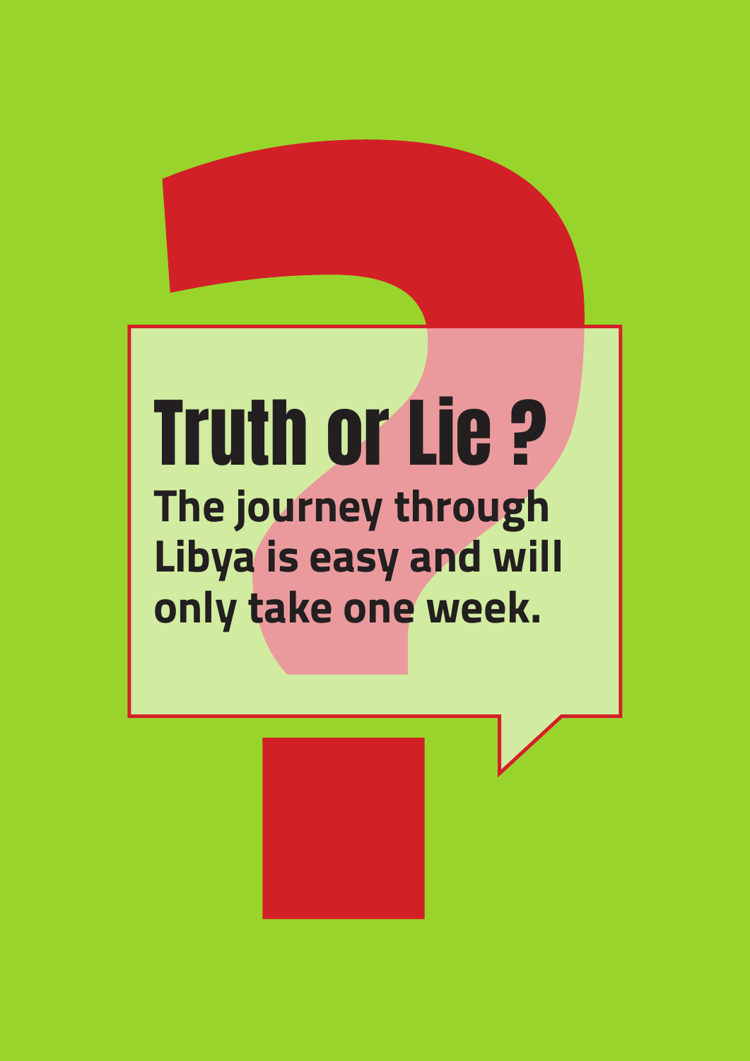# Truth or Lie ?

**The journey through Libya is easy and will only take one week.**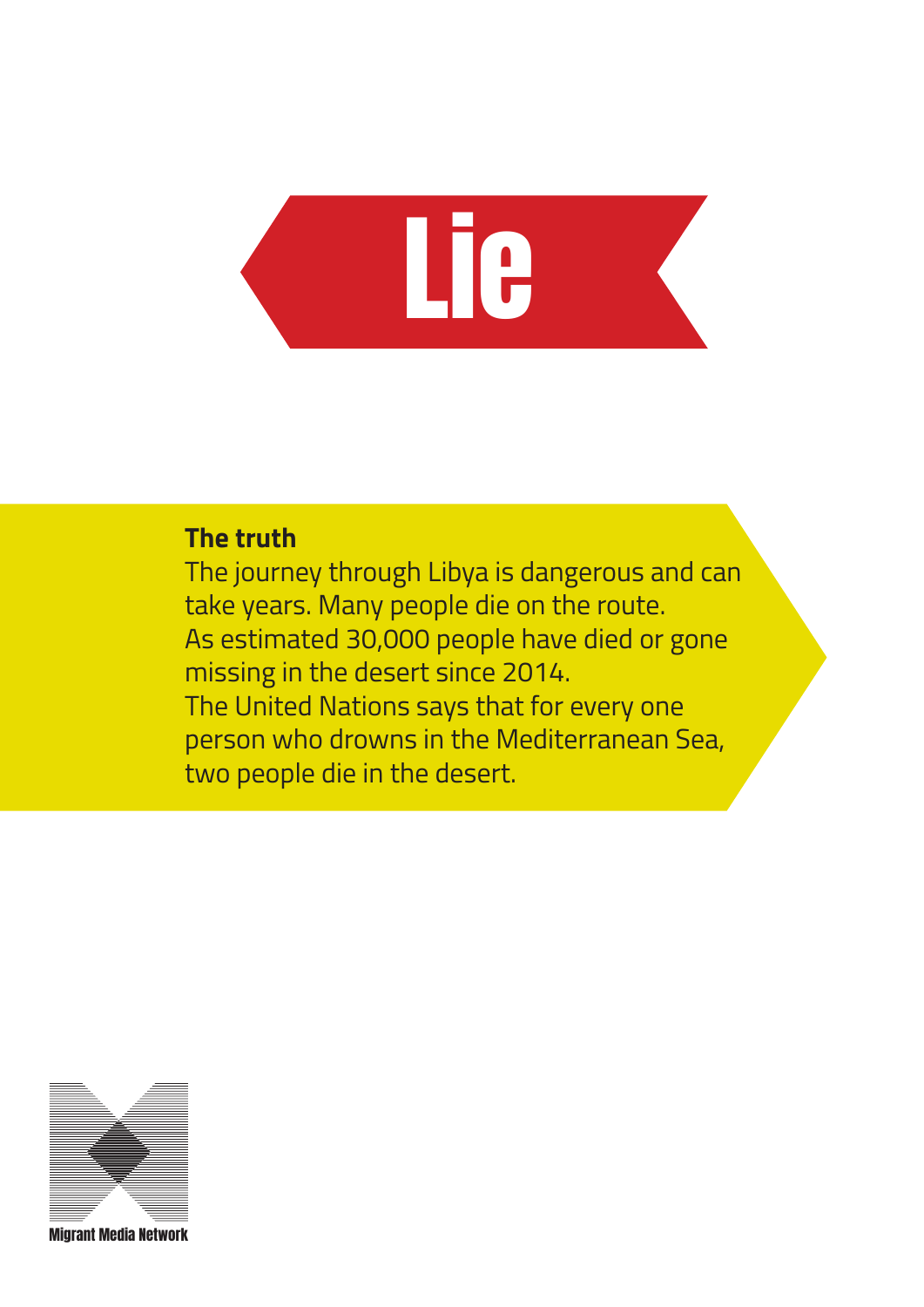# Lie

**The truth**

The journey through Libya is dangerous and can take years. Many people die on the route.
As estimated 30,000 people have died or gone missing in the desert since 2014.
The United Nations says that for every one person who drowns in the Mediterranean Sea, two people die in the desert.

Migrant Media Network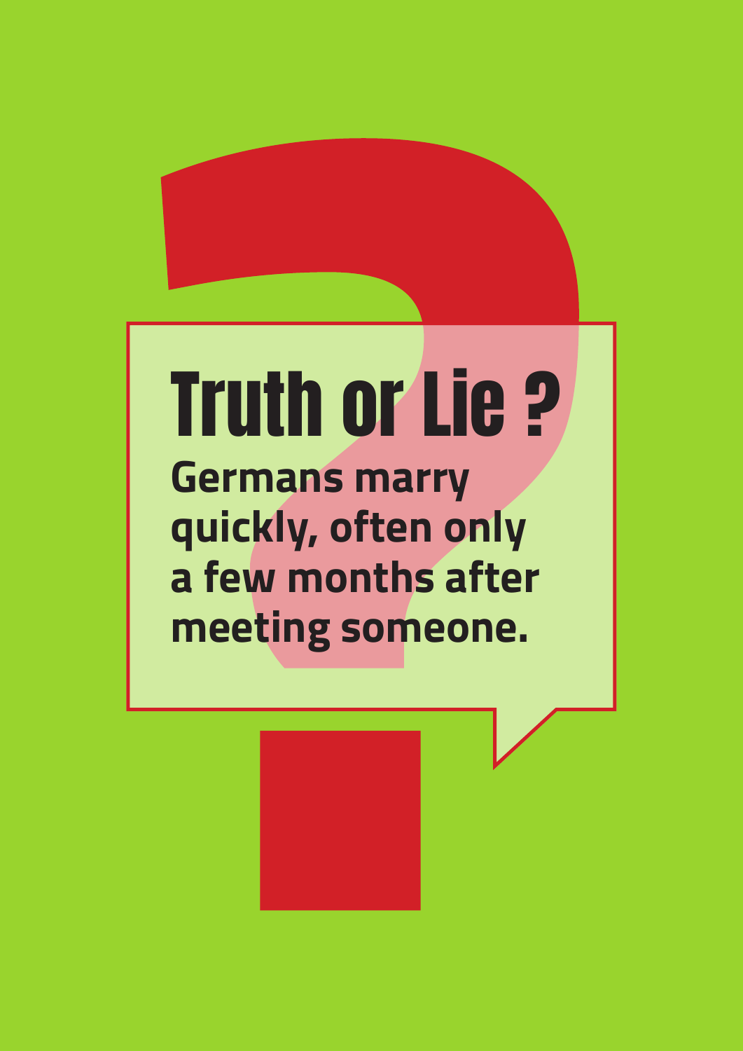# Truth or Lie ?

**Germans marry quickly, often only a few months after meeting someone.**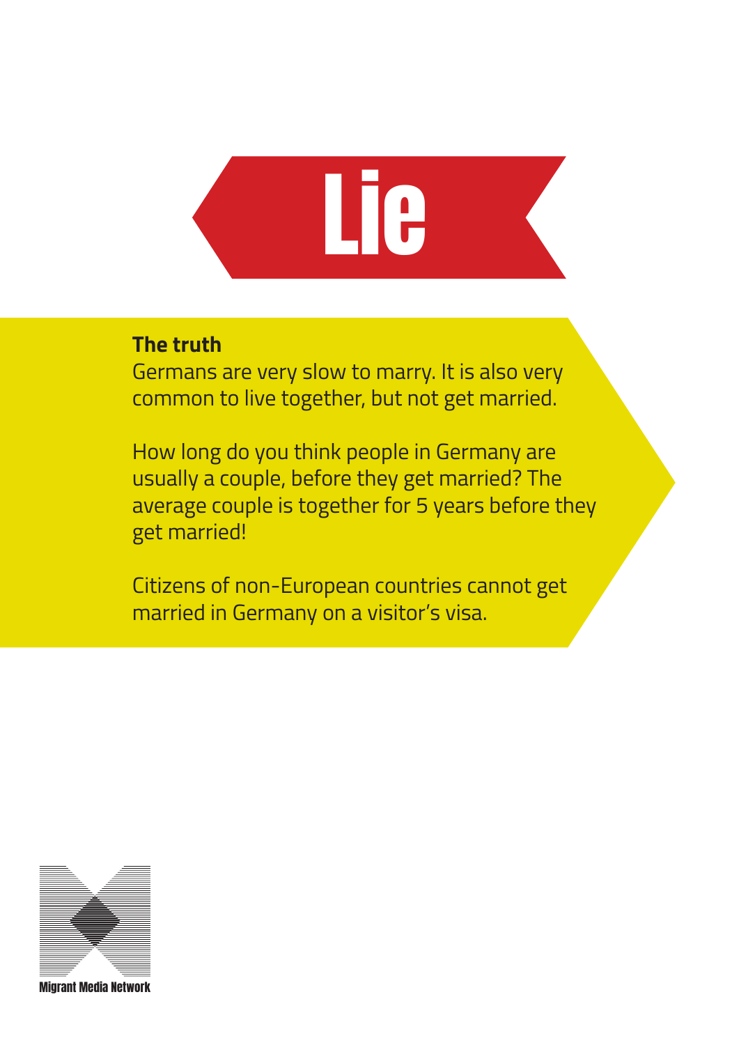# Lie

**The truth**

Germans are very slow to marry. It is also very common to live together, but not get married.

How long do you think people in Germany are usually a couple, before they get married? The average couple is together for 5 years before they get married!

Citizens of non-European countries cannot get married in Germany on a visitor's visa.

Migrant Media Network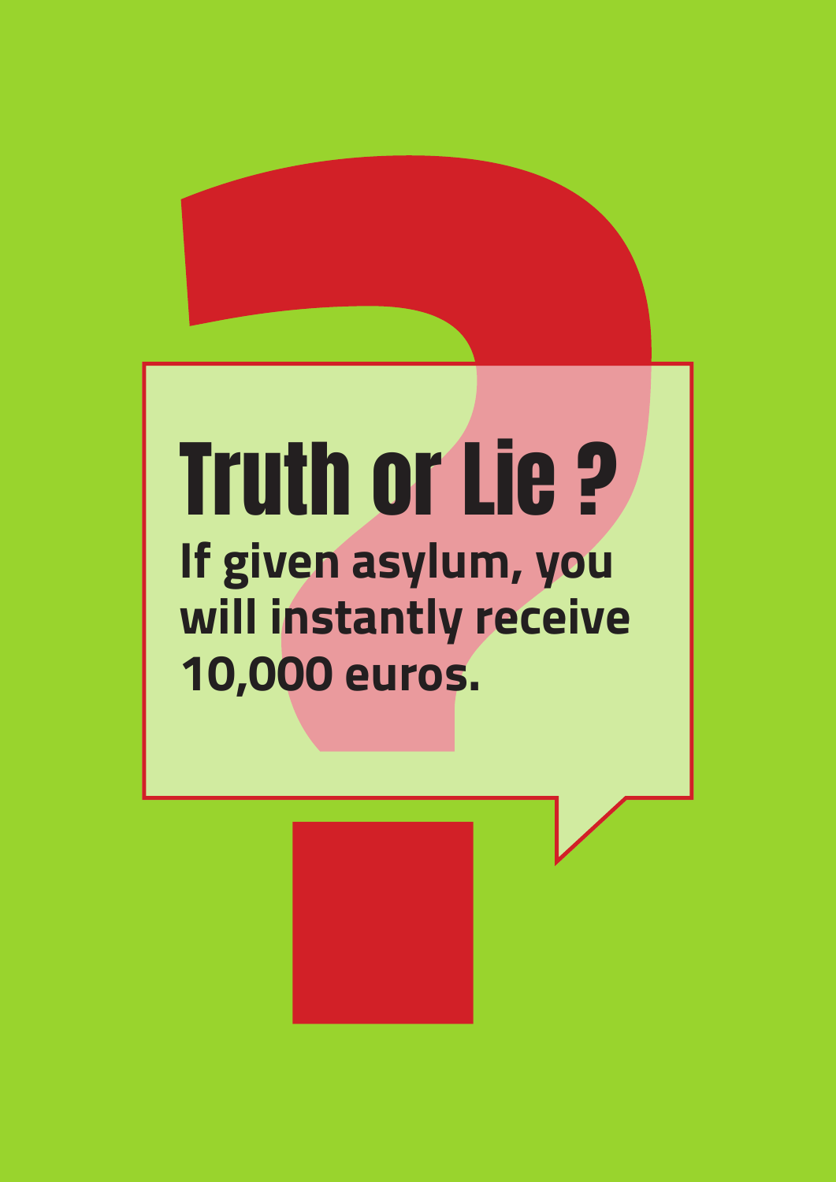# Truth or Lie ?

**If given asylum, you will instantly receive 10,000 euros.**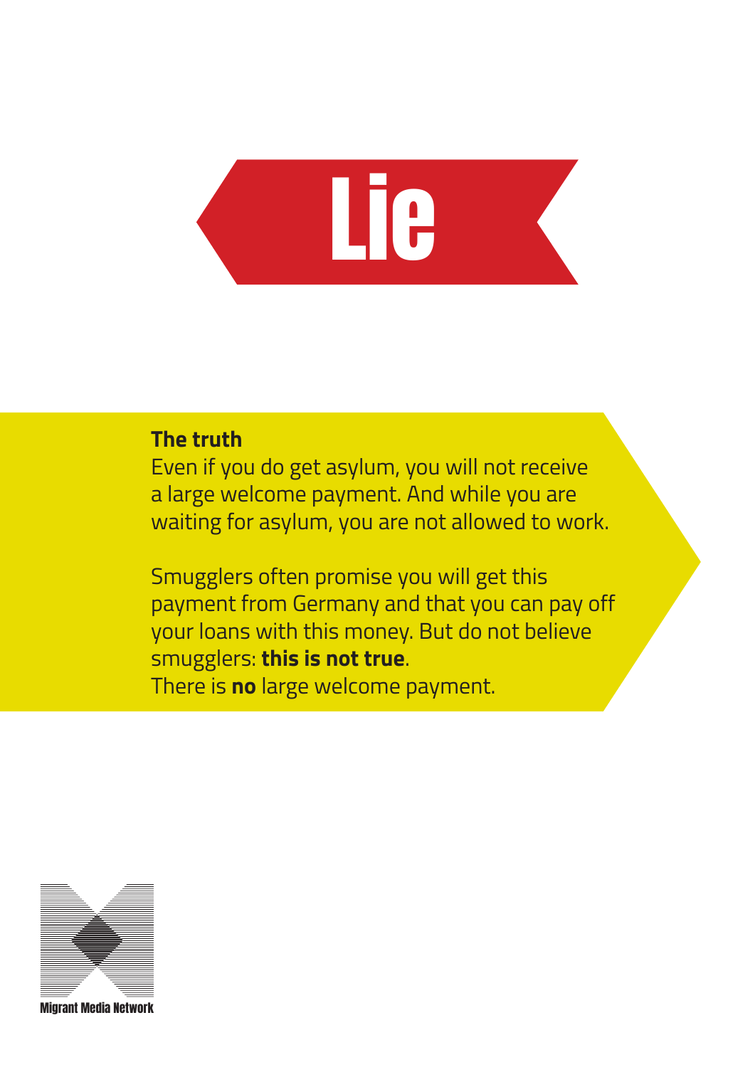# Lie

**The truth**

Even if you do get asylum, you will not receive a large welcome payment. And while you are waiting for asylum, you are not allowed to work.

Smugglers often promise you will get this payment from Germany and that you can pay off your loans with this money. But do not believe smugglers: **this is not true**.
There is **no** large welcome payment.

Migrant Media Network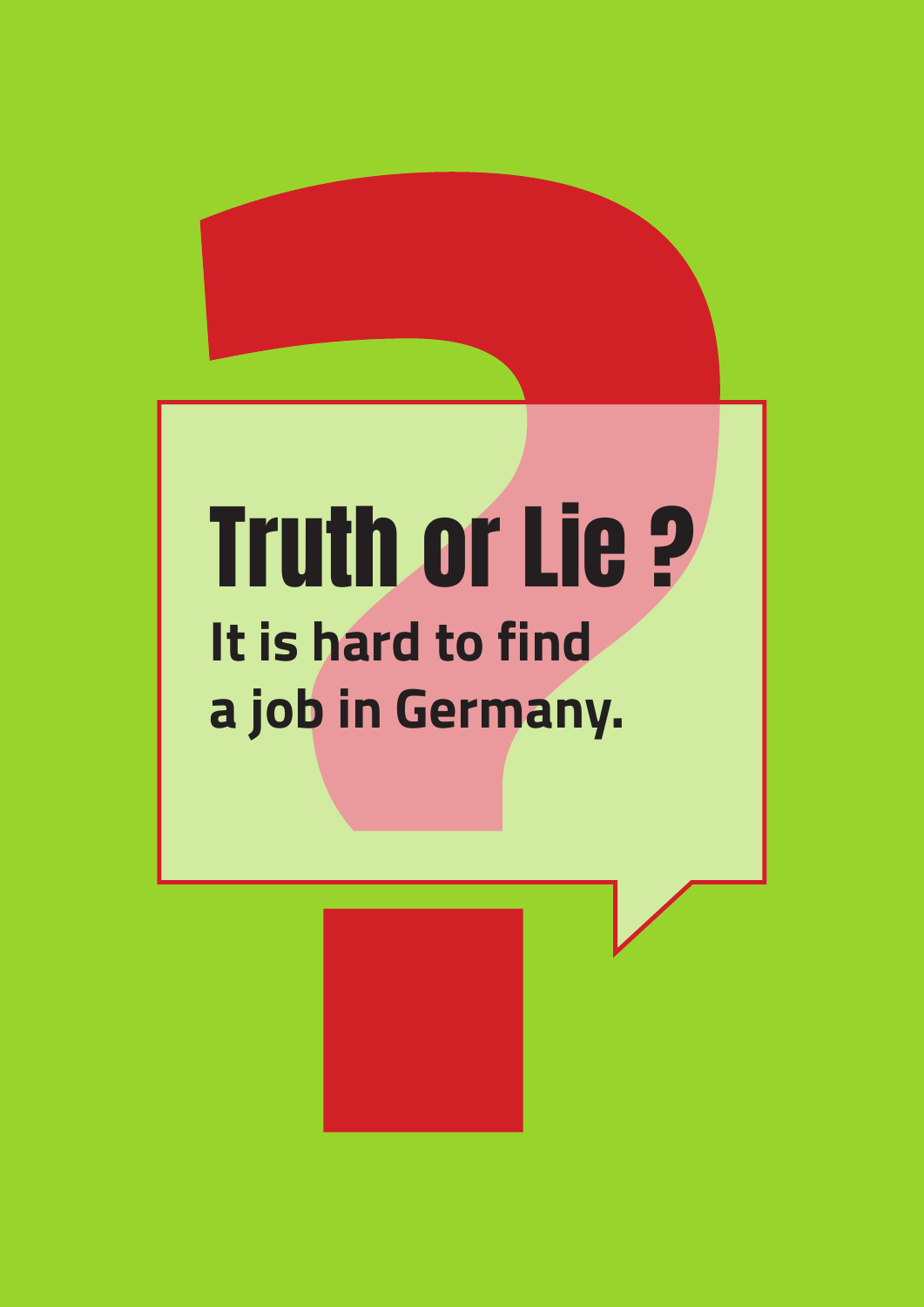# Truth or Lie ?

**It is hard to find a job in Germany.**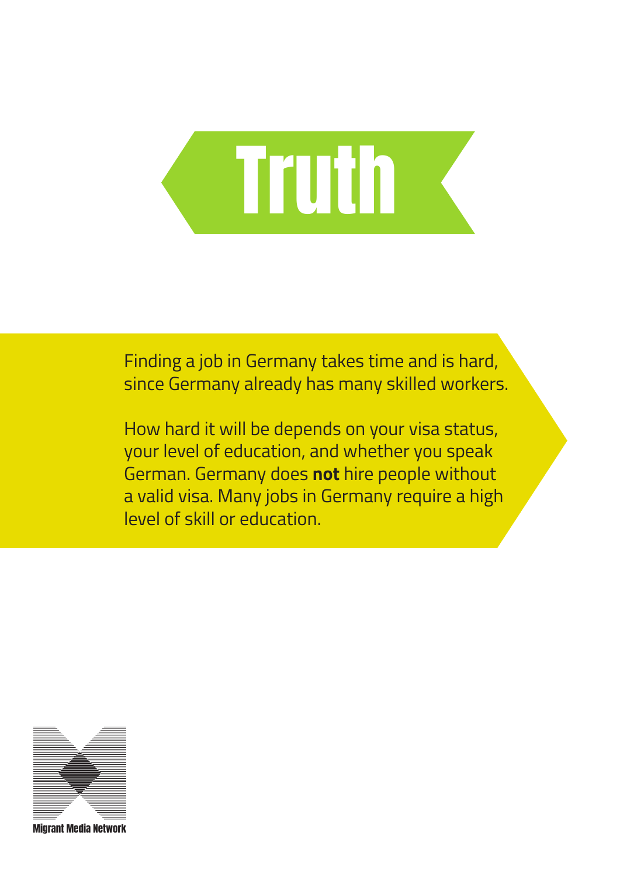# Truth

Finding a job in Germany takes time and is hard, since Germany already has many skilled workers.

How hard it will be depends on your visa status, your level of education, and whether you speak German. Germany does **not** hire people without a valid visa. Many jobs in Germany require a high level of skill or education.

Migrant Media Network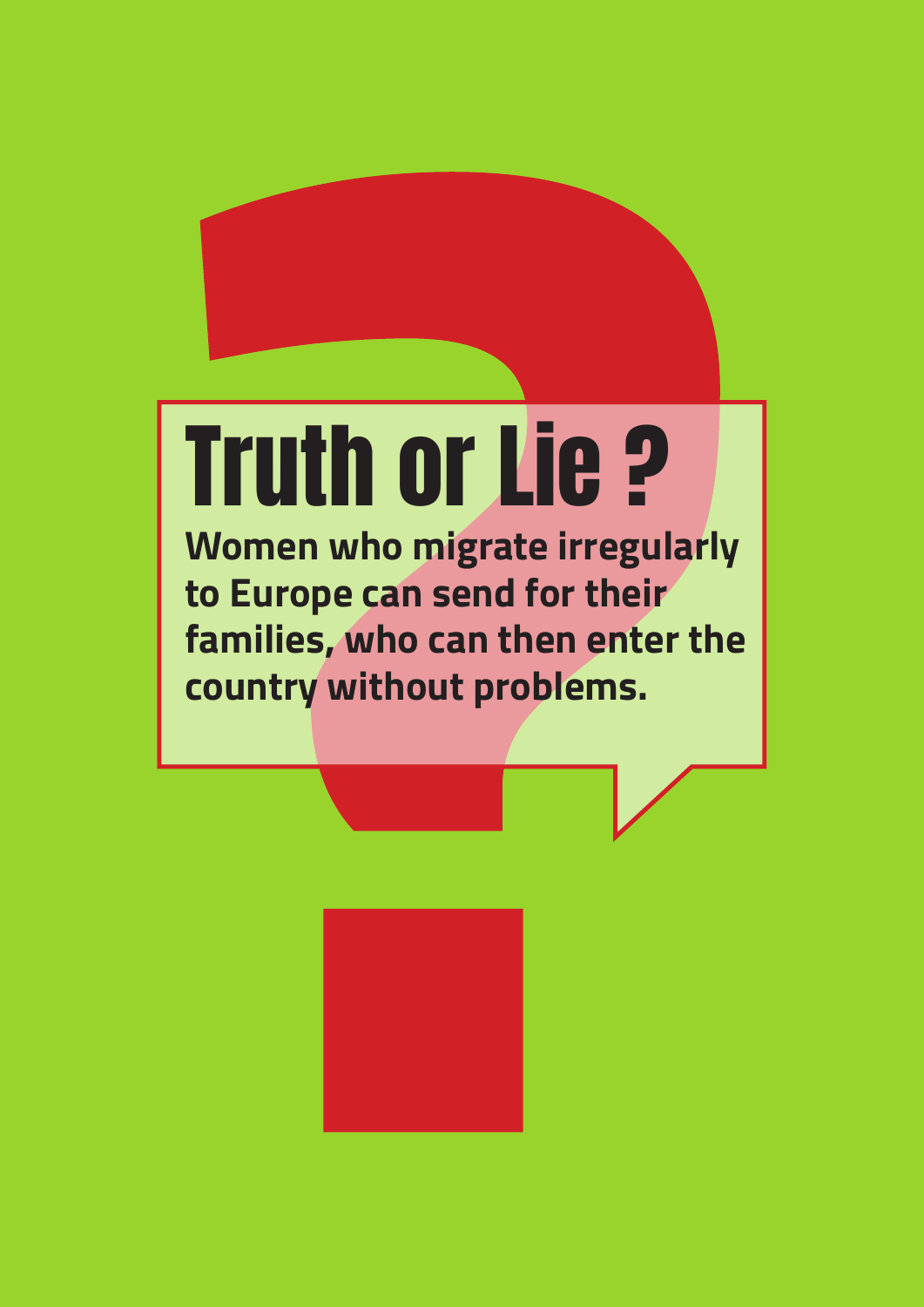# Truth or Lie ?

**Women who migrate irregularly to Europe can send for their families, who can then enter the country without problems.**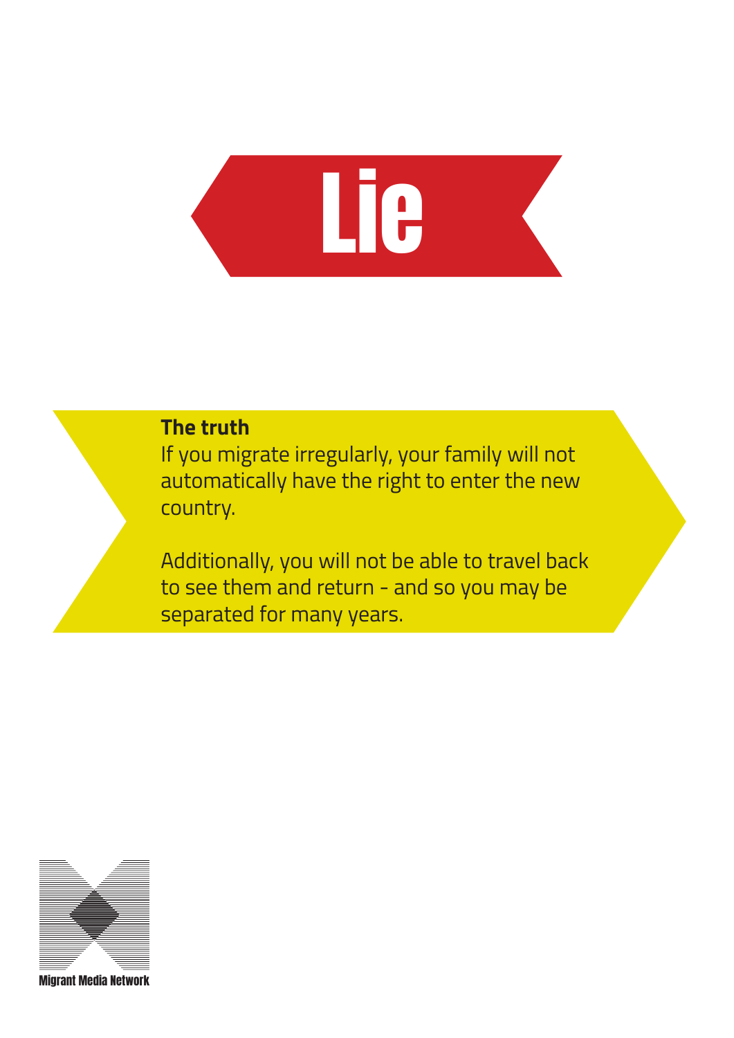# Lie

**The truth**

If you migrate irregularly, your family will not automatically have the right to enter the new country.

Additionally, you will not be able to travel back to see them and return - and so you may be separated for many years.

Migrant Media Network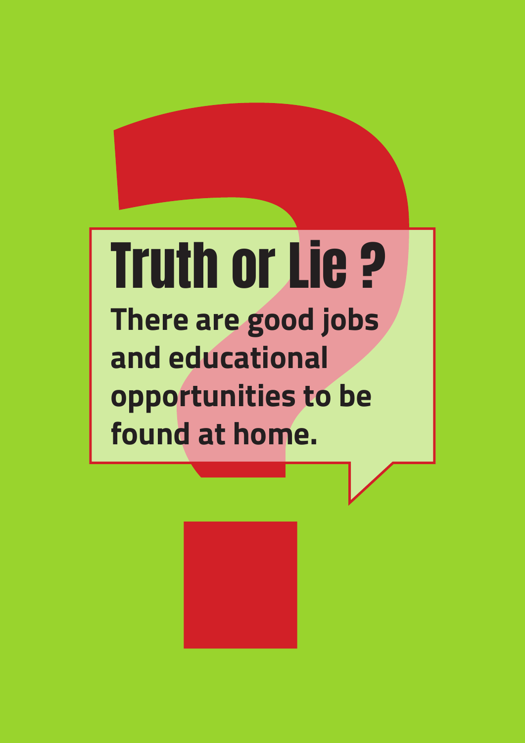# Truth or Lie ?

**There are good jobs and educational opportunities to be found at home.**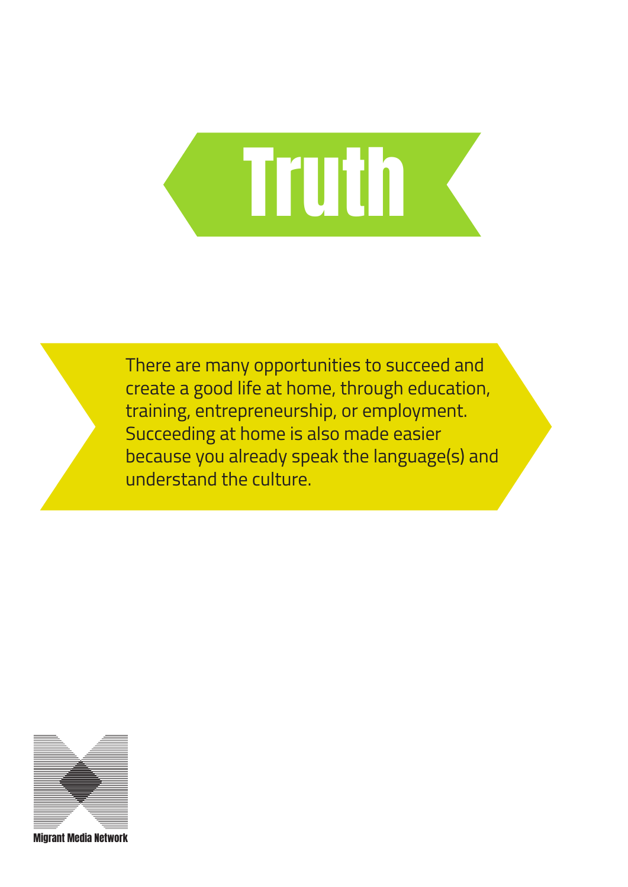# Truth

There are many opportunities to succeed and create a good life at home, through education, training, entrepreneurship, or employment. Succeeding at home is also made easier because you already speak the language(s) and understand the culture.

Migrant Media Network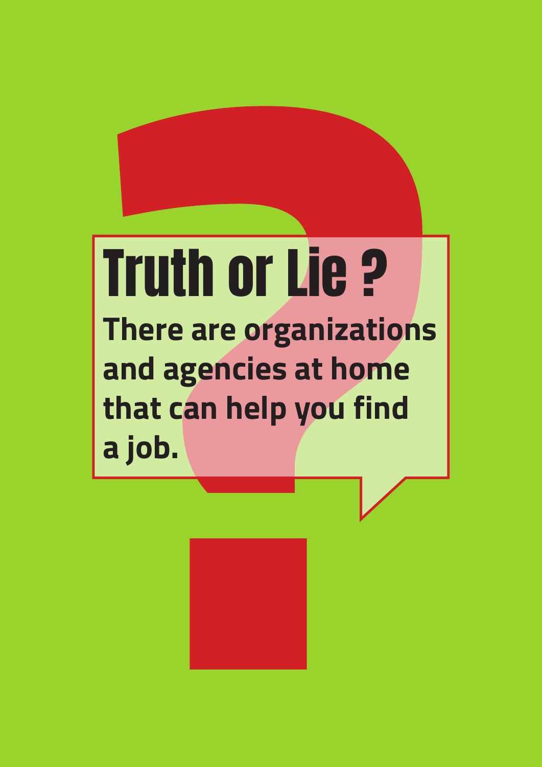# Truth or Lie ?

**There are organizations and agencies at home that can help you find a job.**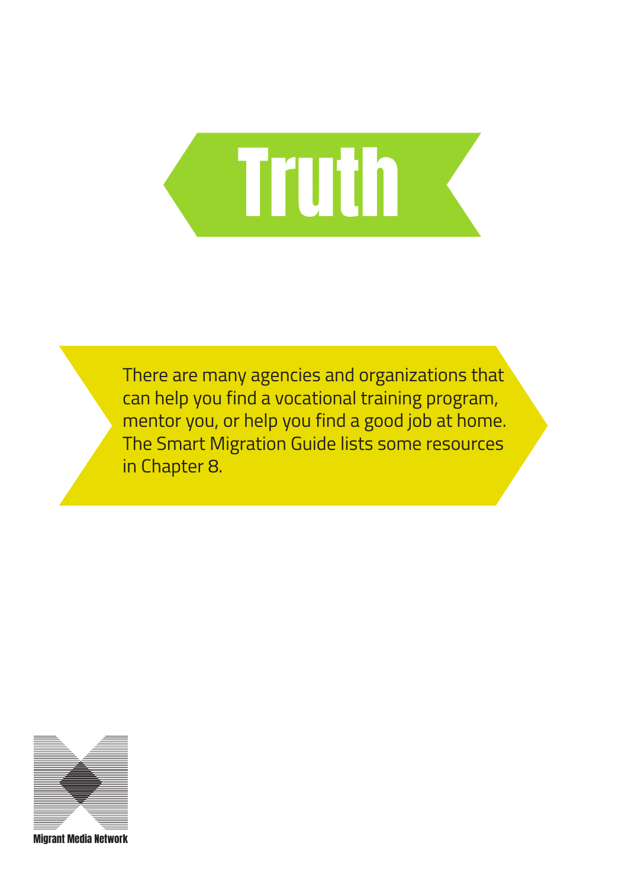# Truth

There are many agencies and organizations that can help you find a vocational training program, mentor you, or help you find a good job at home. The Smart Migration Guide lists some resources in Chapter 8.

Migrant Media Network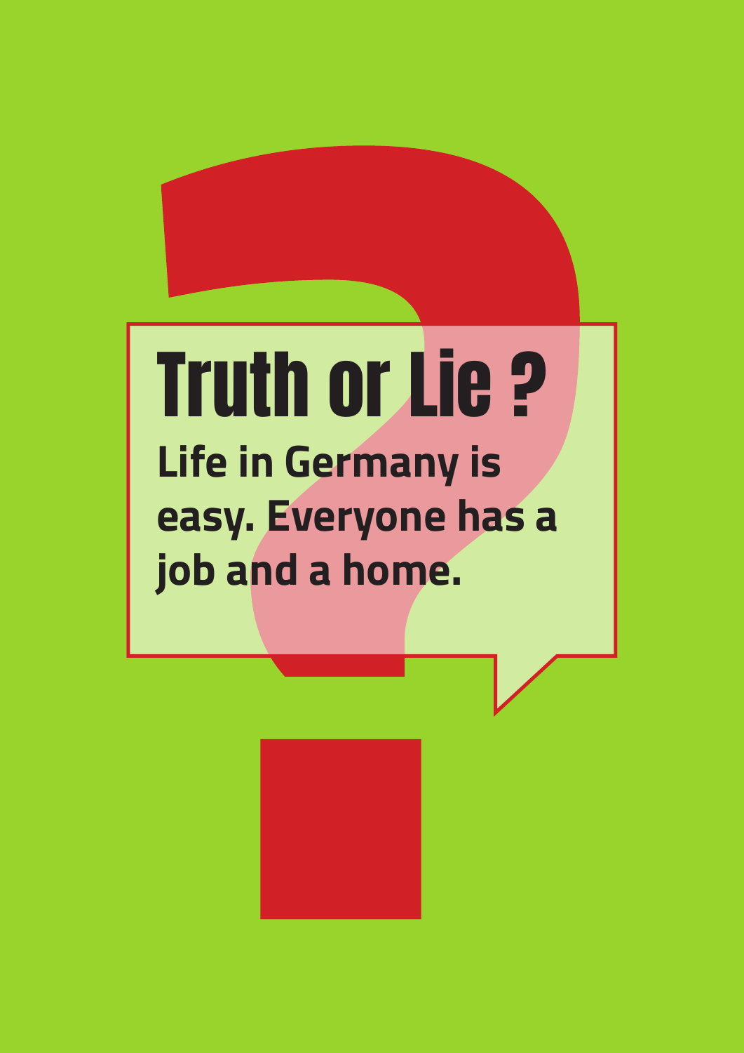# Truth or Lie ?

**Life in Germany is easy. Everyone has a job and a home.**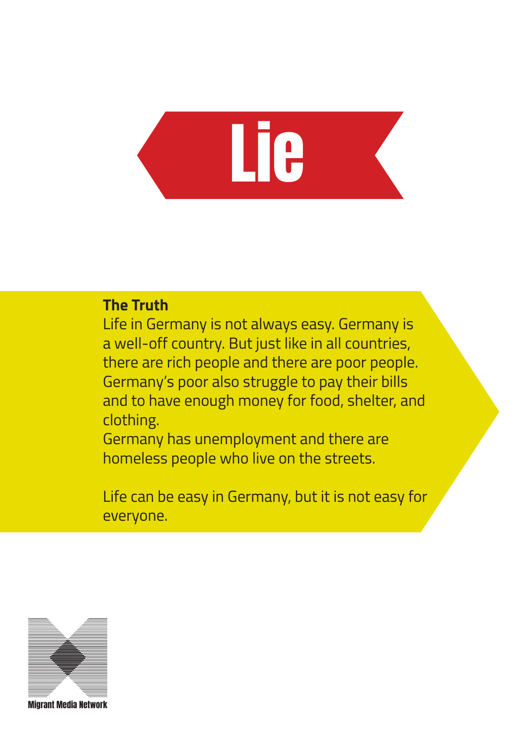# Lie

**The Truth**

Life in Germany is not always easy. Germany is a well-off country. But just like in all countries, there are rich people and there are poor people. Germany's poor also struggle to pay their bills and to have enough money for food, shelter, and clothing.

Germany has unemployment and there are homeless people who live on the streets.

Life can be easy in Germany, but it is not easy for everyone.

Migrant Media Network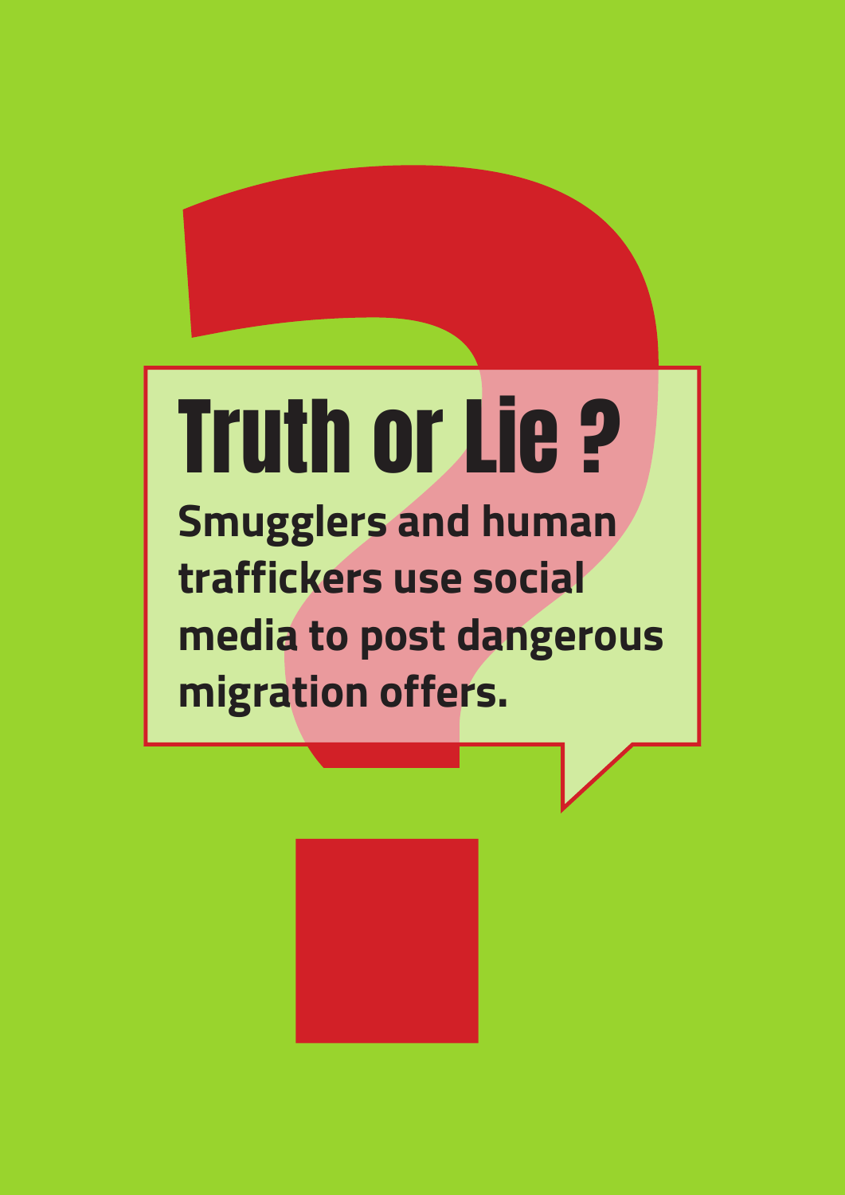# Truth or Lie ?

**Smugglers and human traffickers use social media to post dangerous migration offers.**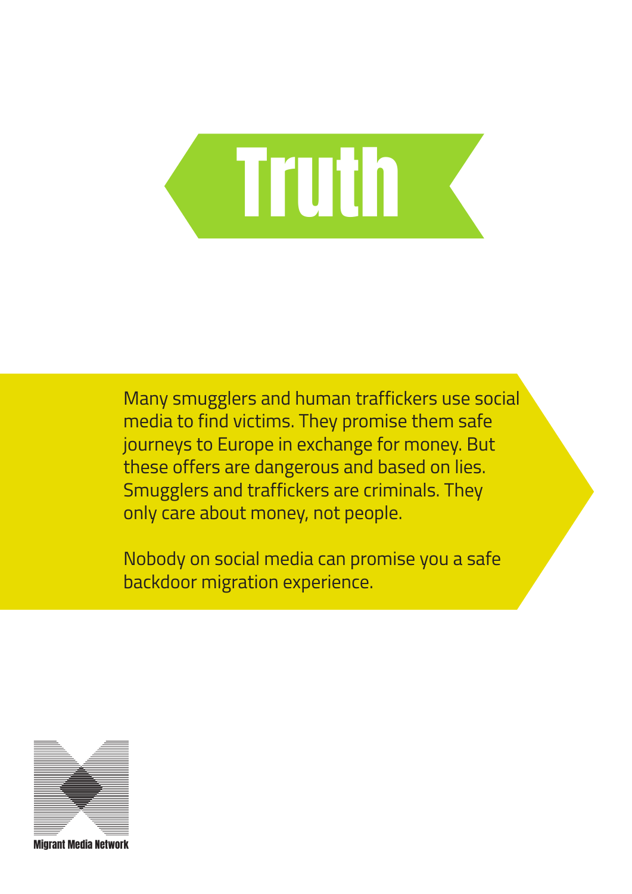# Truth

Many smugglers and human traffickers use social media to find victims. They promise them safe journeys to Europe in exchange for money. But these offers are dangerous and based on lies. Smugglers and traffickers are criminals. They only care about money, not people.

Nobody on social media can promise you a safe backdoor migration experience.

Migrant Media Network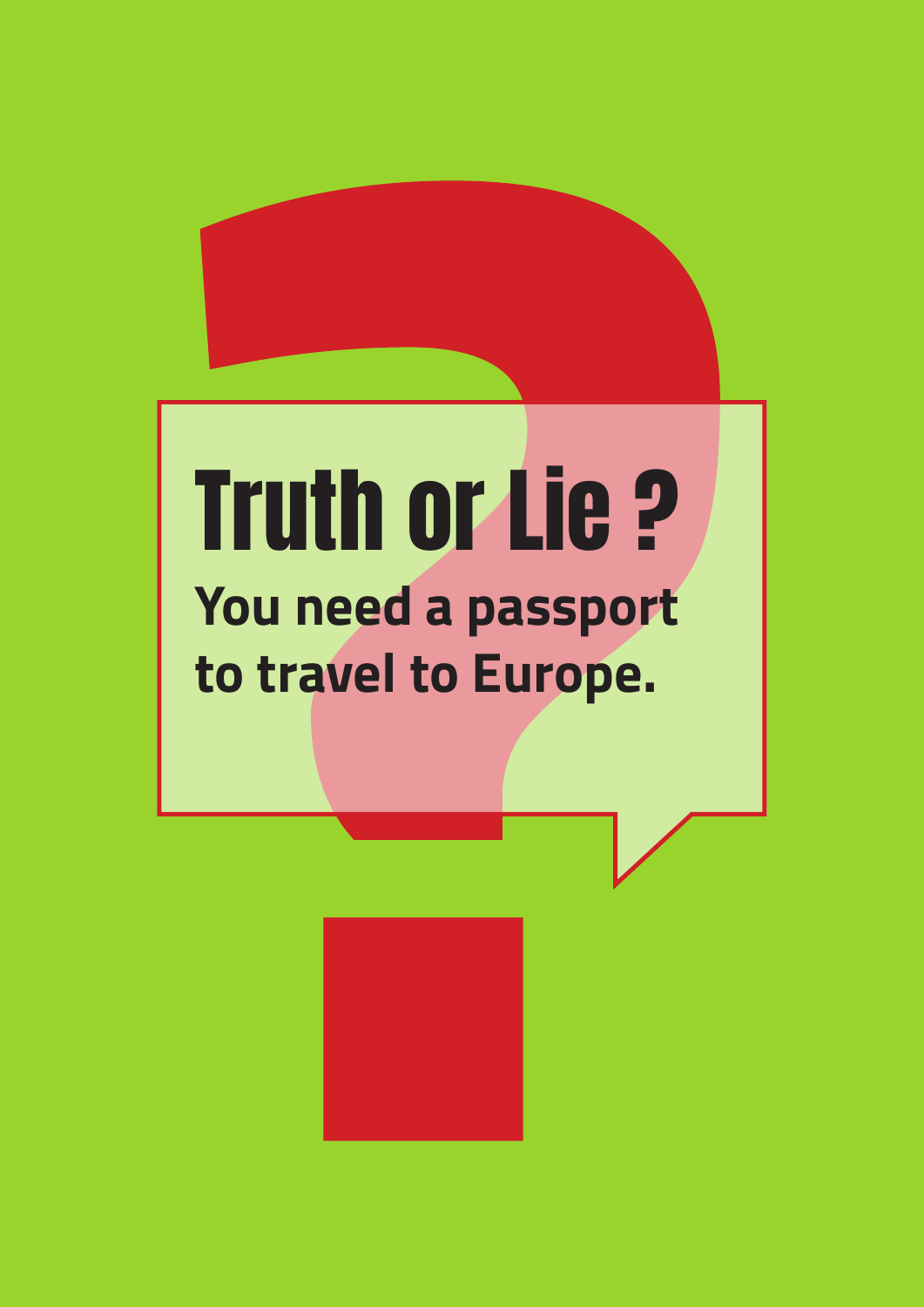# Truth or Lie ?

**You need a passport to travel to Europe.**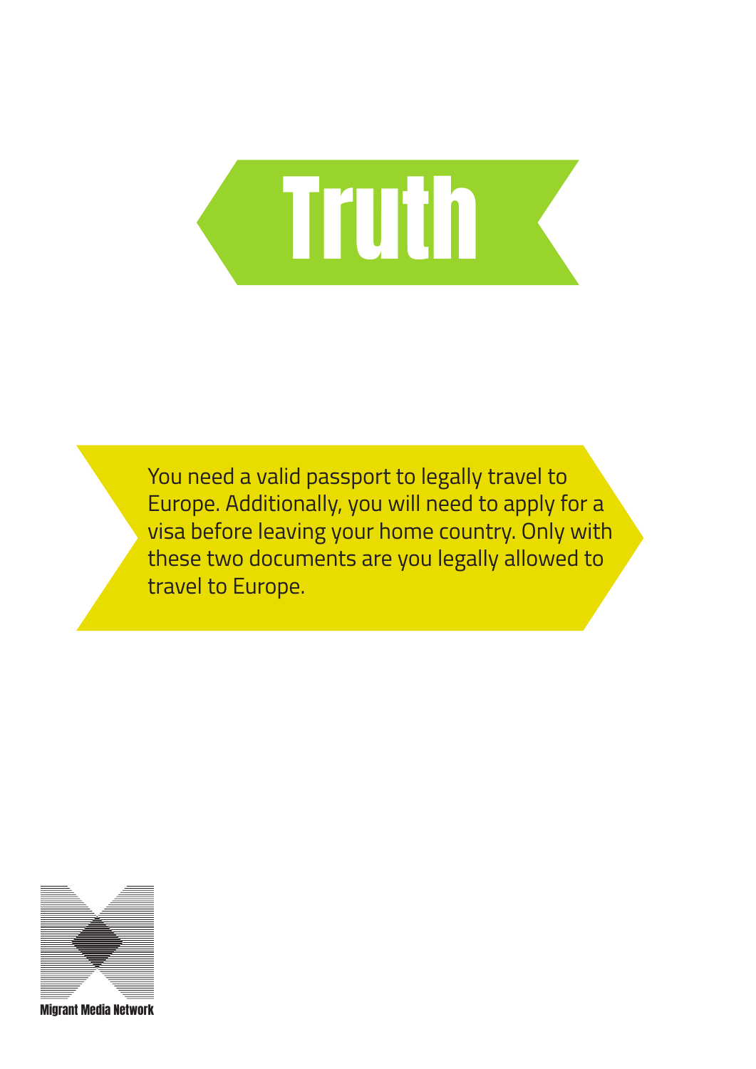# Truth

You need a valid passport to legally travel to Europe. Additionally, you will need to apply for a visa before leaving your home country. Only with these two documents are you legally allowed to travel to Europe.

Migrant Media Network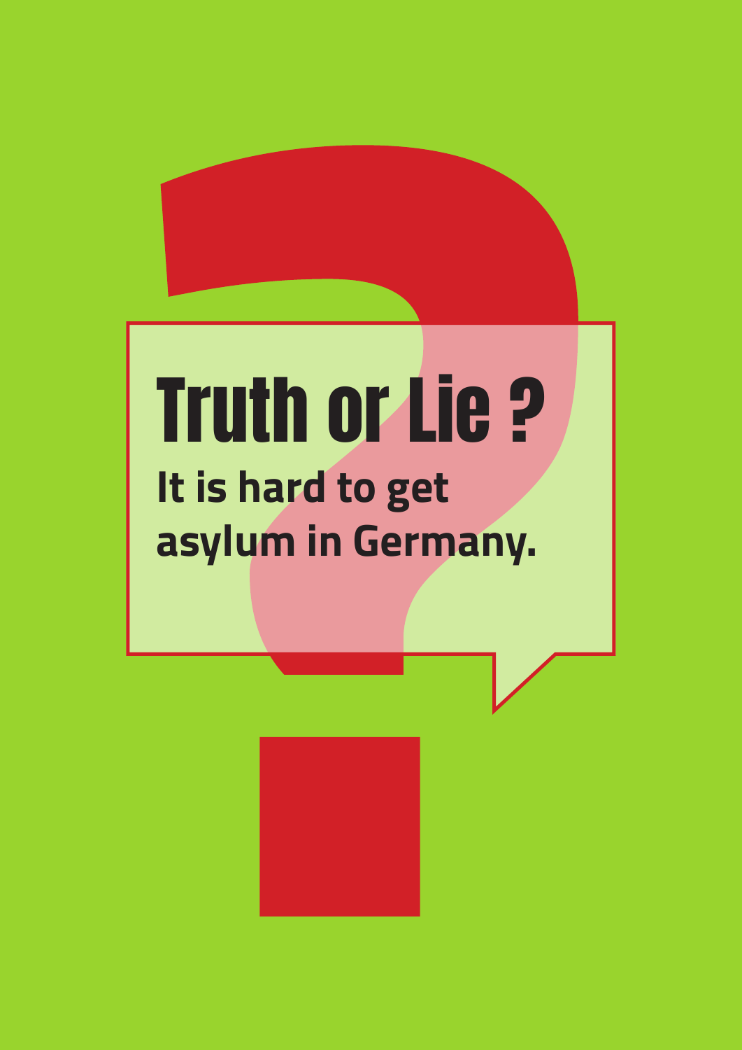# Truth or Lie ?

**It is hard to get asylum in Germany.**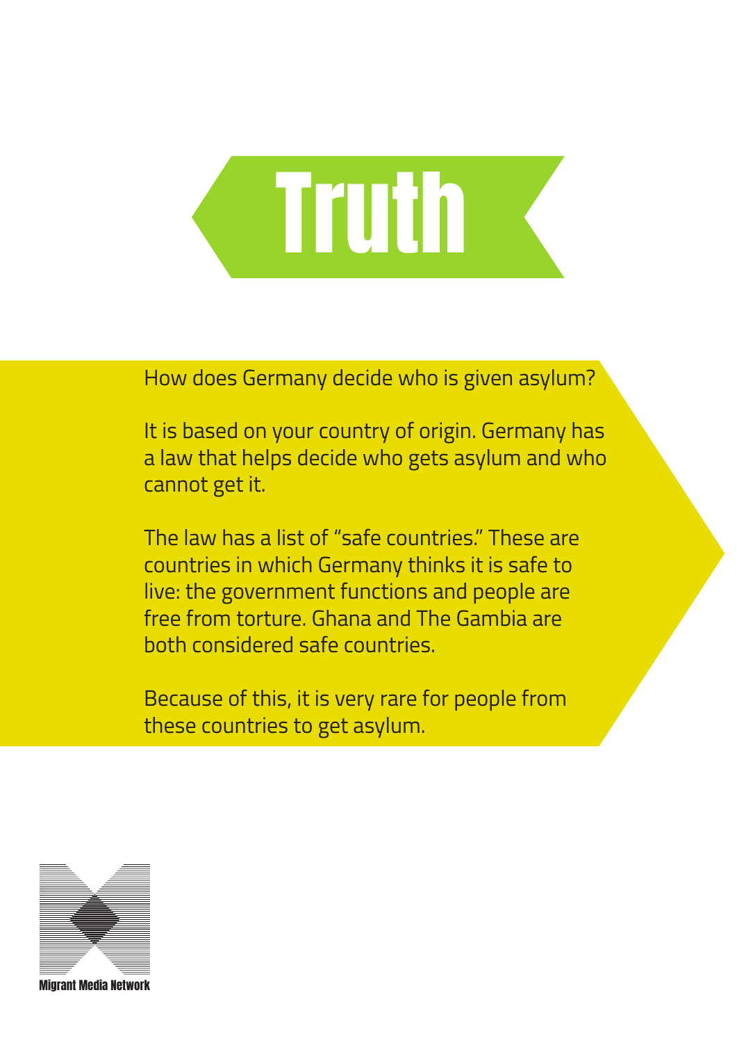# Truth

How does Germany decide who is given asylum?

It is based on your country of origin. Germany has a law that helps decide who gets asylum and who cannot get it.

The law has a list of "safe countries." These are countries in which Germany thinks it is safe to live: the government functions and people are free from torture. Ghana and The Gambia are both considered safe countries.

Because of this, it is very rare for people from these countries to get asylum.

Migrant Media Network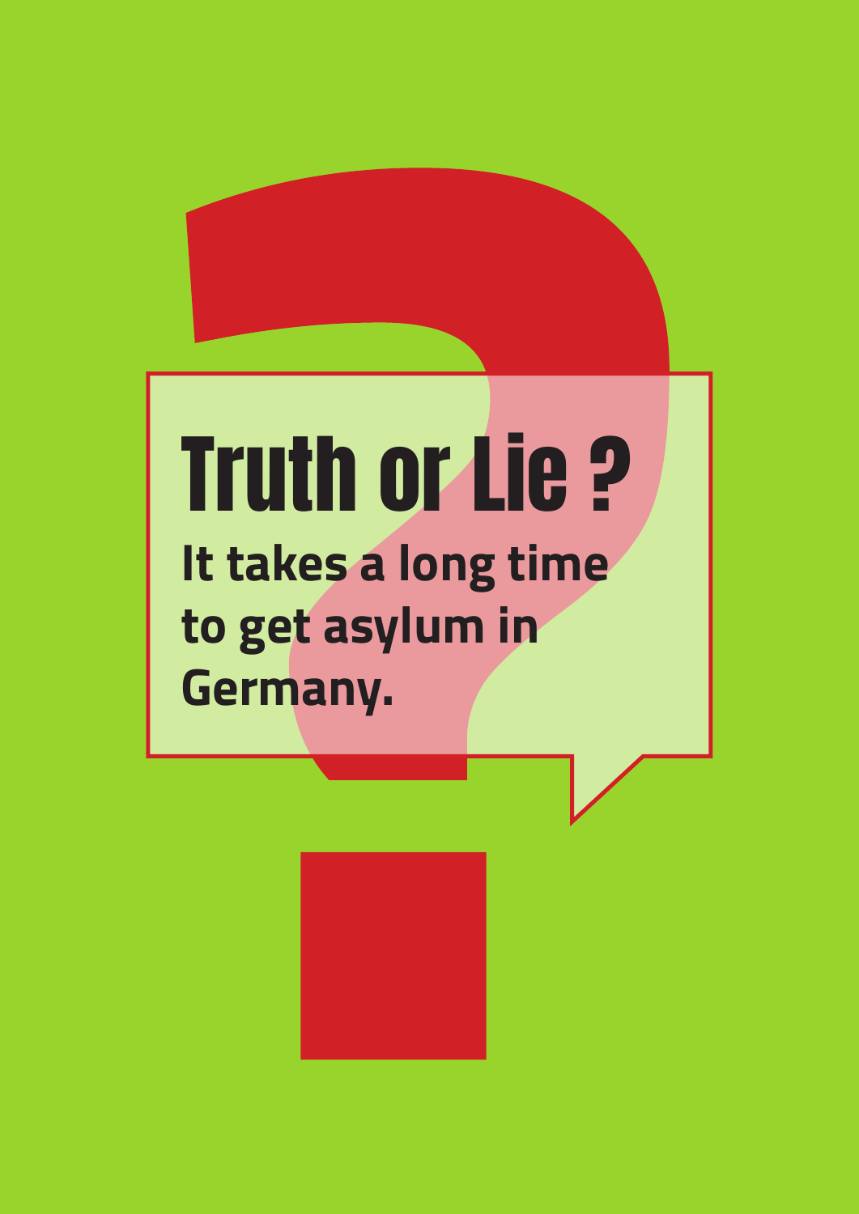# Truth or Lie ?

**It takes a long time to get asylum in Germany.**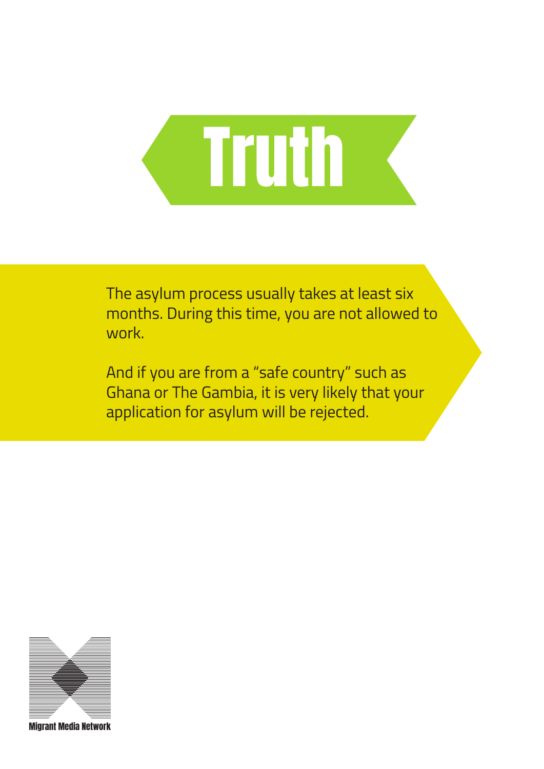# Truth

The asylum process usually takes at least six months. During this time, you are not allowed to work.

And if you are from a "safe country" such as Ghana or The Gambia, it is very likely that your application for asylum will be rejected.

Migrant Media Network